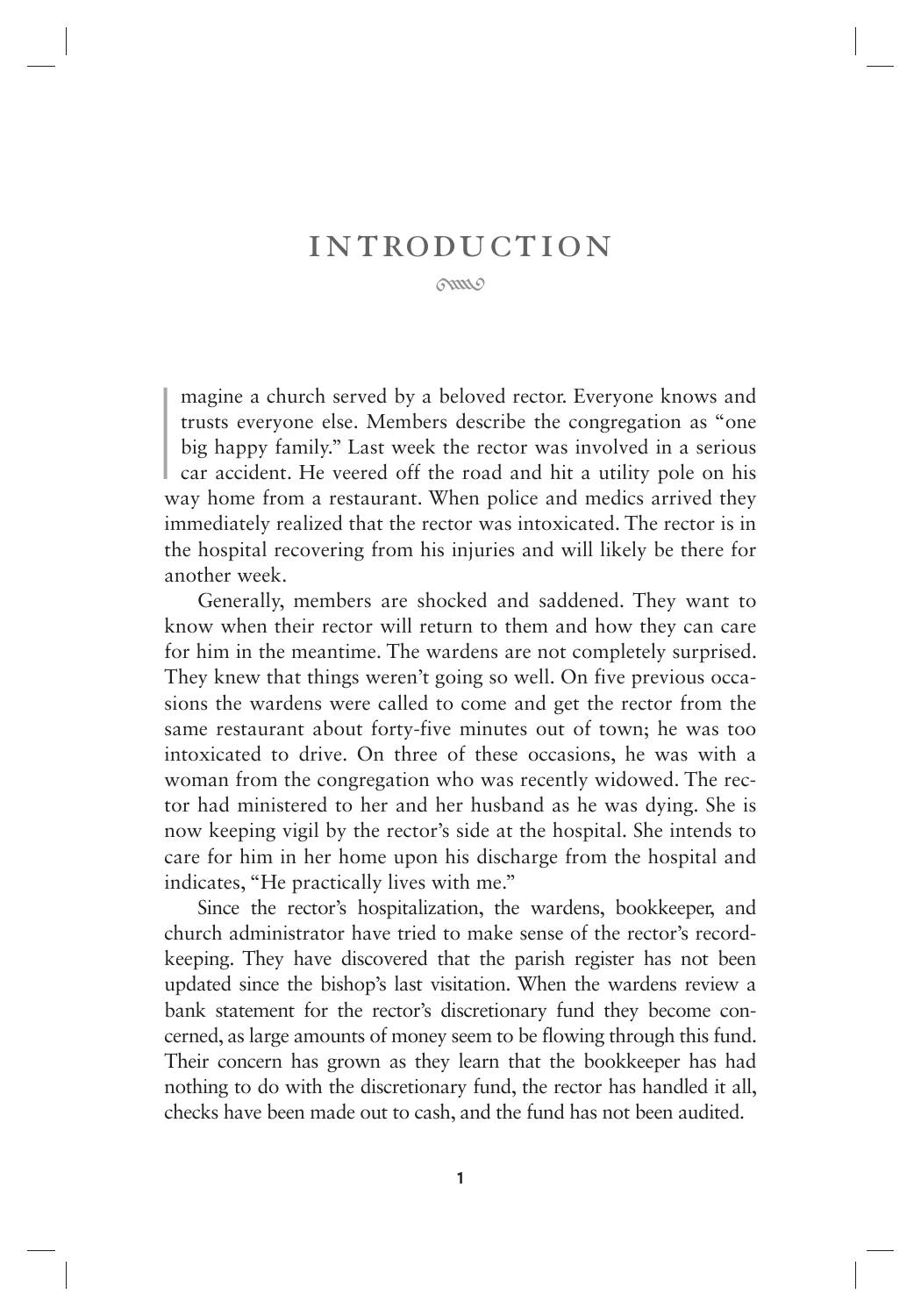# INTRODUCTION

Imagine a church served by a beloved rector. Everyone knows and trusts everyone else. Members describe the congregation as "one big happy family." Last week the rector was involved in a serious car accident. He veered off the road and hit a utility pole on his way home from a restaurant. When police and medics arrived they immediately realized that the rector was intoxicated. The rector is in the hospital recovering from his injuries and will likely be there for another week.

Generally, members are shocked and saddened. They want to know when their rector will return to them and how they can care for him in the meantime. The wardens are not completely surprised. They knew that things weren't going so well. On five previous occasions the wardens were called to come and get the rector from the same restaurant about forty-five minutes out of town; he was too intoxicated to drive. On three of these occasions, he was with a woman from the congregation who was recently widowed. The rector had ministered to her and her husband as he was dying. She is now keeping vigil by the rector's side at the hospital. She intends to care for him in her home upon his discharge from the hospital and indicates, "He practically lives with me."

Since the rector's hospitalization, the wardens, bookkeeper, and church administrator have tried to make sense of the rector's record-keeping. They have discovered that the parish register has not been updated since the bishop's last visitation. When the wardens review a bank statement for the rector's discretionary fund they become concerned, as large amounts of money seem to be flowing through this fund. Their concern has grown as they learn that the bookkeeper has had nothing to do with the discretionary fund, the rector has handled it all, checks have been made out to cash, and the fund has not been audited.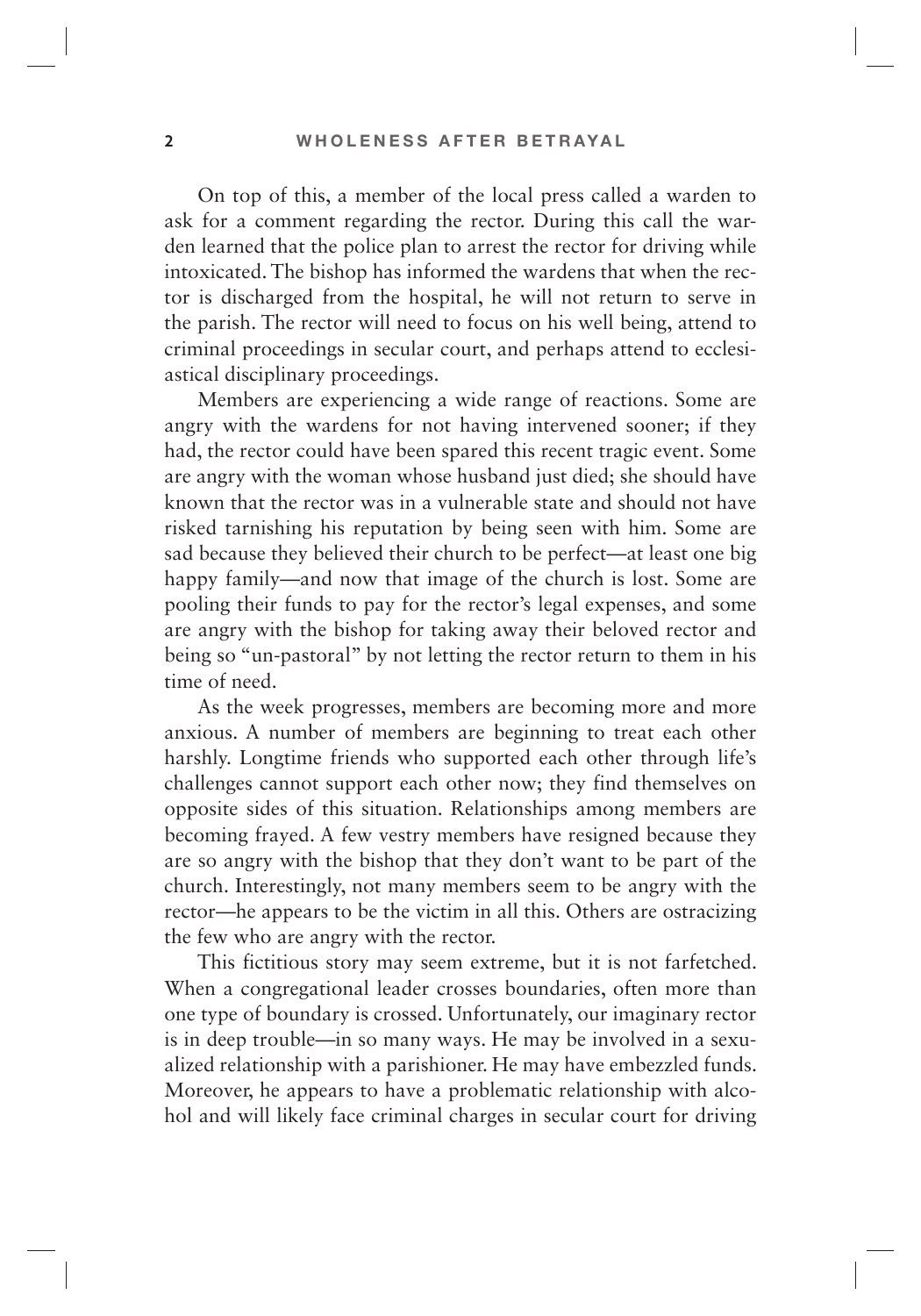On top of this, a member of the local press called a warden to ask for a comment regarding the rector. During this call the warden learned that the police plan to arrest the rector for driving while intoxicated. The bishop has informed the wardens that when the rector is discharged from the hospital, he will not return to serve in the parish. The rector will need to focus on his well being, attend to criminal proceedings in secular court, and perhaps attend to ecclesiastical disciplinary proceedings.

Members are experiencing a wide range of reactions. Some are angry with the wardens for not having intervened sooner; if they had, the rector could have been spared this recent tragic event. Some are angry with the woman whose husband just died; she should have known that the rector was in a vulnerable state and should not have risked tarnishing his reputation by being seen with him. Some are sad because they believed their church to be perfect—at least one big happy family—and now that image of the church is lost. Some are pooling their funds to pay for the rector's legal expenses, and some are angry with the bishop for taking away their beloved rector and being so "un-pastoral" by not letting the rector return to them in his time of need.

As the week progresses, members are becoming more and more anxious. A number of members are beginning to treat each other harshly. Longtime friends who supported each other through life's challenges cannot support each other now; they find themselves on opposite sides of this situation. Relationships among members are becoming frayed. A few vestry members have resigned because they are so angry with the bishop that they don't want to be part of the church. Interestingly, not many members seem to be angry with the rector—he appears to be the victim in all this. Others are ostracizing the few who are angry with the rector.

This fictitious story may seem extreme, but it is not farfetched. When a congregational leader crosses boundaries, often more than one type of boundary is crossed. Unfortunately, our imaginary rector is in deep trouble—in so many ways. He may be involved in a sexualized relationship with a parishioner. He may have embezzled funds. Moreover, he appears to have a problematic relationship with alcohol and will likely face criminal charges in secular court for driving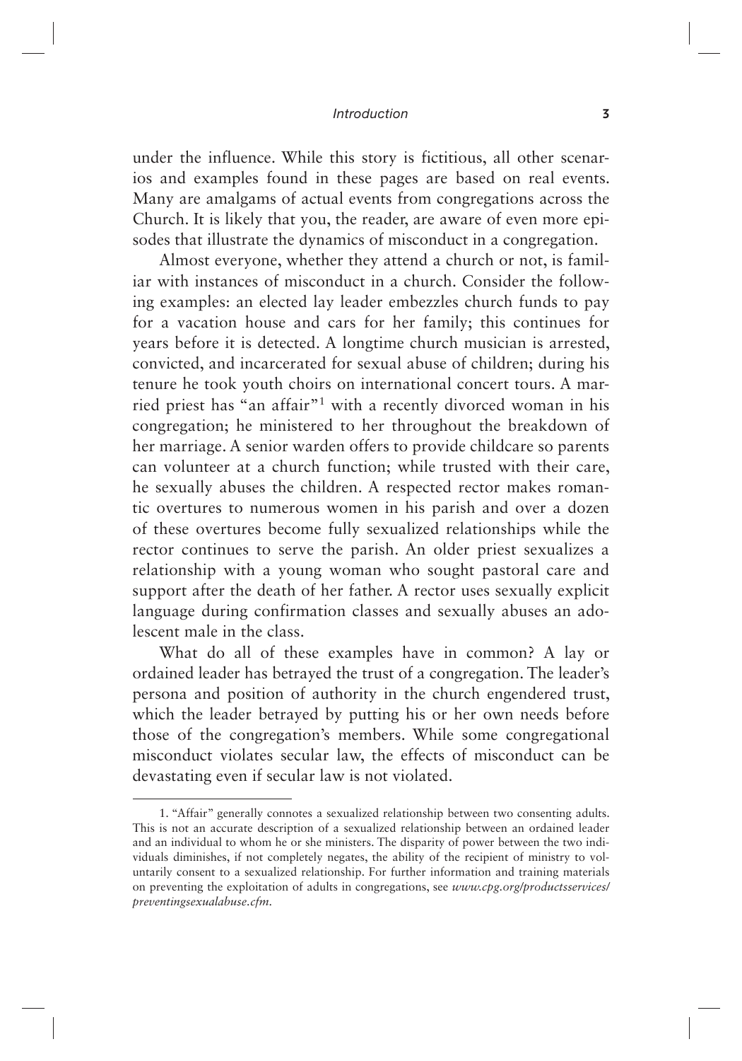under the influence. While this story is fictitious, all other scenarios and examples found in these pages are based on real events. Many are amalgams of actual events from congregations across the Church. It is likely that you, the reader, are aware of even more episodes that illustrate the dynamics of misconduct in a congregation.

Almost everyone, whether they attend a church or not, is familiar with instances of misconduct in a church. Consider the following examples: an elected lay leader embezzles church funds to pay for a vacation house and cars for her family; this continues for years before it is detected. A longtime church musician is arrested, convicted, and incarcerated for sexual abuse of children; during his tenure he took youth choirs on international concert tours. A married priest has "an affair"[1] with a recently divorced woman in his congregation; he ministered to her throughout the breakdown of her marriage. A senior warden offers to provide childcare so parents can volunteer at a church function; while trusted with their care, he sexually abuses the children. A respected rector makes romantic overtures to numerous women in his parish and over a dozen of these overtures become fully sexualized relationships while the rector continues to serve the parish. An older priest sexualizes a relationship with a young woman who sought pastoral care and support after the death of her father. A rector uses sexually explicit language during confirmation classes and sexually abuses an adolescent male in the class.

What do all of these examples have in common? A lay or ordained leader has betrayed the trust of a congregation. The leader's persona and position of authority in the church engendered trust, which the leader betrayed by putting his or her own needs before those of the congregation's members. While some congregational misconduct violates secular law, the effects of misconduct can be devastating even if secular law is not violated.

---

1. "Affair" generally connotes a sexualized relationship between two consenting adults. This is not an accurate description of a sexualized relationship between an ordained leader and an individual to whom he or she ministers. The disparity of power between the two individuals diminishes, if not completely negates, the ability of the recipient of ministry to voluntarily consent to a sexualized relationship. For further information and training materials on preventing the exploitation of adults in congregations, see *www.cpg.org/productsservices/preventingsexualabuse.cfm*.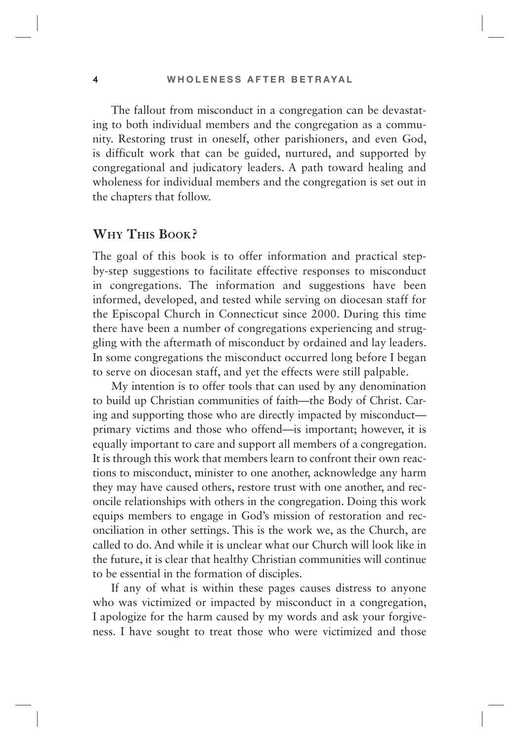The fallout from misconduct in a congregation can be devastating to both individual members and the congregation as a community. Restoring trust in oneself, other parishioners, and even God, is difficult work that can be guided, nurtured, and supported by congregational and judicatory leaders. A path toward healing and wholeness for individual members and the congregation is set out in the chapters that follow.

## Why This Book?

The goal of this book is to offer information and practical step-by-step suggestions to facilitate effective responses to misconduct in congregations. The information and suggestions have been informed, developed, and tested while serving on diocesan staff for the Episcopal Church in Connecticut since 2000. During this time there have been a number of congregations experiencing and struggling with the aftermath of misconduct by ordained and lay leaders. In some congregations the misconduct occurred long before I began to serve on diocesan staff, and yet the effects were still palpable.

My intention is to offer tools that can used by any denomination to build up Christian communities of faith—the Body of Christ. Caring and supporting those who are directly impacted by misconduct—primary victims and those who offend—is important; however, it is equally important to care and support all members of a congregation. It is through this work that members learn to confront their own reactions to misconduct, minister to one another, acknowledge any harm they may have caused others, restore trust with one another, and reconcile relationships with others in the congregation. Doing this work equips members to engage in God's mission of restoration and reconciliation in other settings. This is the work we, as the Church, are called to do. And while it is unclear what our Church will look like in the future, it is clear that healthy Christian communities will continue to be essential in the formation of disciples.

If any of what is within these pages causes distress to anyone who was victimized or impacted by misconduct in a congregation, I apologize for the harm caused by my words and ask your forgiveness. I have sought to treat those who were victimized and those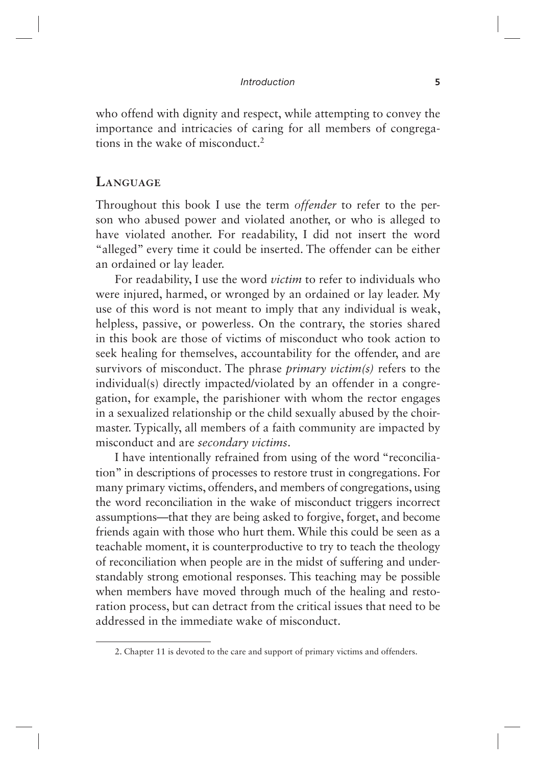who offend with dignity and respect, while attempting to convey the importance and intricacies of caring for all members of congregations in the wake of misconduct.[2]

## Language

Throughout this book I use the term *offender* to refer to the person who abused power and violated another, or who is alleged to have violated another. For readability, I did not insert the word "alleged" every time it could be inserted. The offender can be either an ordained or lay leader.

For readability, I use the word *victim* to refer to individuals who were injured, harmed, or wronged by an ordained or lay leader. My use of this word is not meant to imply that any individual is weak, helpless, passive, or powerless. On the contrary, the stories shared in this book are those of victims of misconduct who took action to seek healing for themselves, accountability for the offender, and are survivors of misconduct. The phrase *primary victim(s)* refers to the individual(s) directly impacted/violated by an offender in a congregation, for example, the parishioner with whom the rector engages in a sexualized relationship or the child sexually abused by the choirmaster. Typically, all members of a faith community are impacted by misconduct and are *secondary victims*.

I have intentionally refrained from using of the word "reconciliation" in descriptions of processes to restore trust in congregations. For many primary victims, offenders, and members of congregations, using the word reconciliation in the wake of misconduct triggers incorrect assumptions—that they are being asked to forgive, forget, and become friends again with those who hurt them. While this could be seen as a teachable moment, it is counterproductive to try to teach the theology of reconciliation when people are in the midst of suffering and understandably strong emotional responses. This teaching may be possible when members have moved through much of the healing and restoration process, but can detract from the critical issues that need to be addressed in the immediate wake of misconduct.

---

2. Chapter 11 is devoted to the care and support of primary victims and offenders.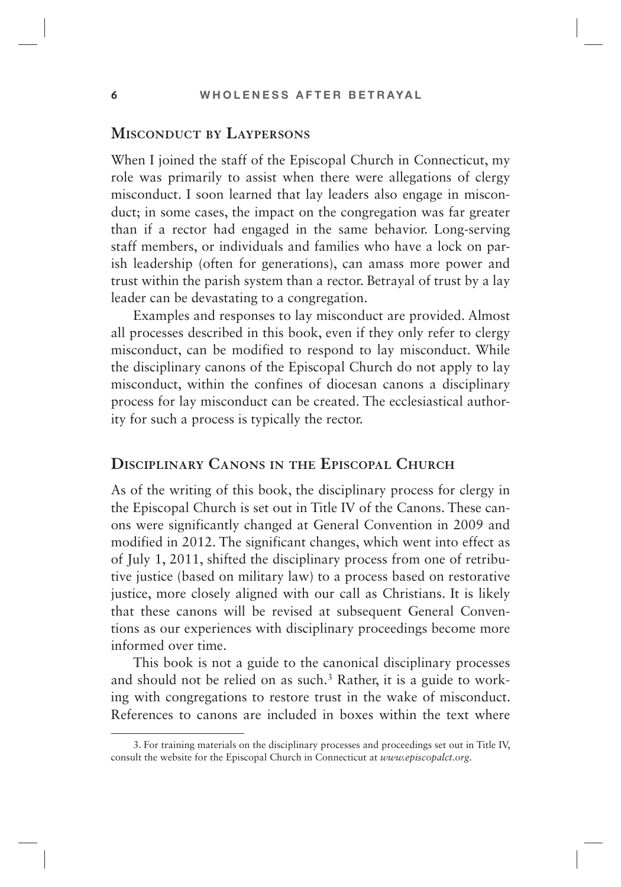## Misconduct by Laypersons

When I joined the staff of the Episcopal Church in Connecticut, my role was primarily to assist when there were allegations of clergy misconduct. I soon learned that lay leaders also engage in misconduct; in some cases, the impact on the congregation was far greater than if a rector had engaged in the same behavior. Long-serving staff members, or individuals and families who have a lock on parish leadership (often for generations), can amass more power and trust within the parish system than a rector. Betrayal of trust by a lay leader can be devastating to a congregation.

Examples and responses to lay misconduct are provided. Almost all processes described in this book, even if they only refer to clergy misconduct, can be modified to respond to lay misconduct. While the disciplinary canons of the Episcopal Church do not apply to lay misconduct, within the confines of diocesan canons a disciplinary process for lay misconduct can be created. The ecclesiastical authority for such a process is typically the rector.

## Disciplinary Canons in the Episcopal Church

As of the writing of this book, the disciplinary process for clergy in the Episcopal Church is set out in Title IV of the Canons. These canons were significantly changed at General Convention in 2009 and modified in 2012. The significant changes, which went into effect as of July 1, 2011, shifted the disciplinary process from one of retributive justice (based on military law) to a process based on restorative justice, more closely aligned with our call as Christians. It is likely that these canons will be revised at subsequent General Conventions as our experiences with disciplinary proceedings become more informed over time.

This book is not a guide to the canonical disciplinary processes and should not be relied on as such.[3] Rather, it is a guide to working with congregations to restore trust in the wake of misconduct. References to canons are included in boxes within the text where

3. For training materials on the disciplinary processes and proceedings set out in Title IV, consult the website for the Episcopal Church in Connecticut at *www.episcopalct.org*.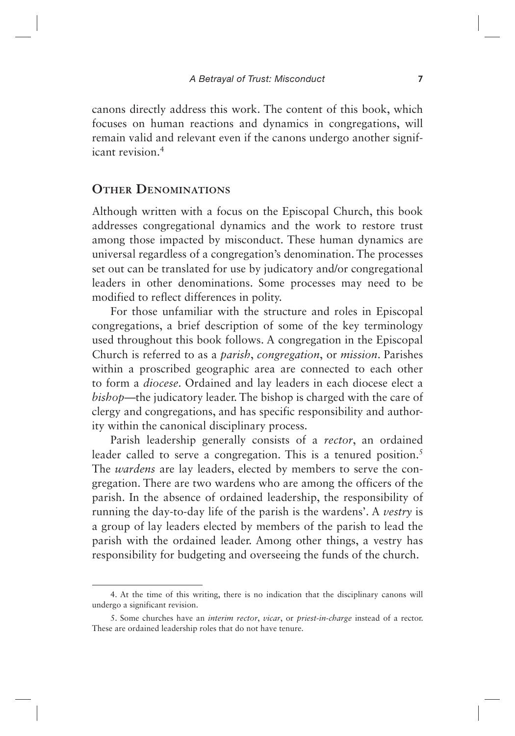canons directly address this work. The content of this book, which focuses on human reactions and dynamics in congregations, will remain valid and relevant even if the canons undergo another significant revision.[4]

## Other Denominations

Although written with a focus on the Episcopal Church, this book addresses congregational dynamics and the work to restore trust among those impacted by misconduct. These human dynamics are universal regardless of a congregation's denomination. The processes set out can be translated for use by judicatory and/or congregational leaders in other denominations. Some processes may need to be modified to reflect differences in polity.

For those unfamiliar with the structure and roles in Episcopal congregations, a brief description of some of the key terminology used throughout this book follows. A congregation in the Episcopal Church is referred to as a *parish*, *congregation*, or *mission*. Parishes within a proscribed geographic area are connected to each other to form a *diocese*. Ordained and lay leaders in each diocese elect a *bishop*—the judicatory leader. The bishop is charged with the care of clergy and congregations, and has specific responsibility and authority within the canonical disciplinary process.

Parish leadership generally consists of a *rector*, an ordained leader called to serve a congregation. This is a tenured position.[5] The *wardens* are lay leaders, elected by members to serve the congregation. There are two wardens who are among the officers of the parish. In the absence of ordained leadership, the responsibility of running the day-to-day life of the parish is the wardens'. A *vestry* is a group of lay leaders elected by members of the parish to lead the parish with the ordained leader. Among other things, a vestry has responsibility for budgeting and overseeing the funds of the church.

---

4. At the time of this writing, there is no indication that the disciplinary canons will undergo a significant revision.

5. Some churches have an *interim rector*, *vicar*, or *priest-in-charge* instead of a rector. These are ordained leadership roles that do not have tenure.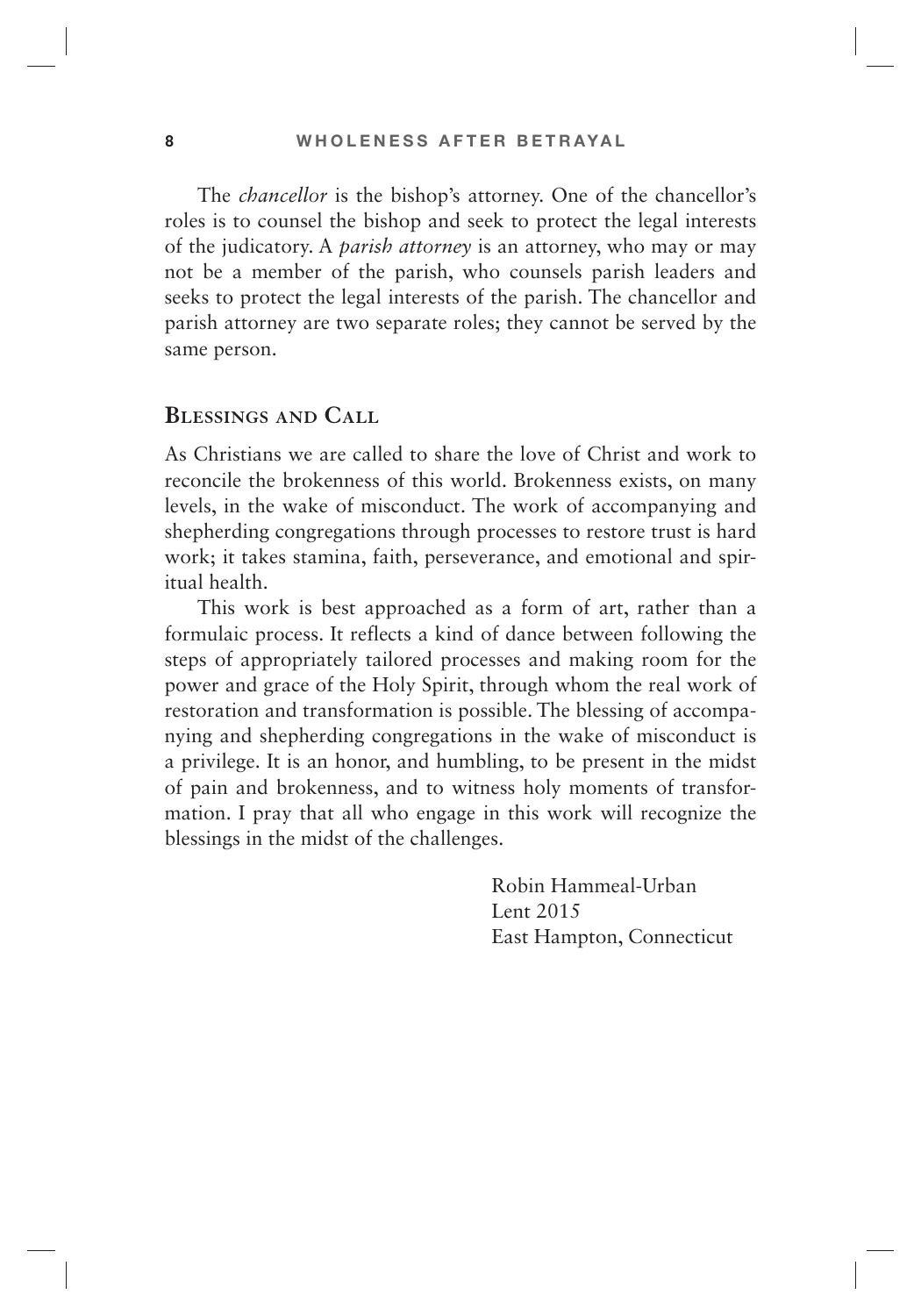The *chancellor* is the bishop's attorney. One of the chancellor's roles is to counsel the bishop and seek to protect the legal interests of the judicatory. A *parish attorney* is an attorney, who may or may not be a member of the parish, who counsels parish leaders and seeks to protect the legal interests of the parish. The chancellor and parish attorney are two separate roles; they cannot be served by the same person.

## Blessings and Call

As Christians we are called to share the love of Christ and work to reconcile the brokenness of this world. Brokenness exists, on many levels, in the wake of misconduct. The work of accompanying and shepherding congregations through processes to restore trust is hard work; it takes stamina, faith, perseverance, and emotional and spiritual health.

This work is best approached as a form of art, rather than a formulaic process. It reflects a kind of dance between following the steps of appropriately tailored processes and making room for the power and grace of the Holy Spirit, through whom the real work of restoration and transformation is possible. The blessing of accompanying and shepherding congregations in the wake of misconduct is a privilege. It is an honor, and humbling, to be present in the midst of pain and brokenness, and to witness holy moments of transformation. I pray that all who engage in this work will recognize the blessings in the midst of the challenges.

Robin Hammeal-Urban
Lent 2015
East Hampton, Connecticut